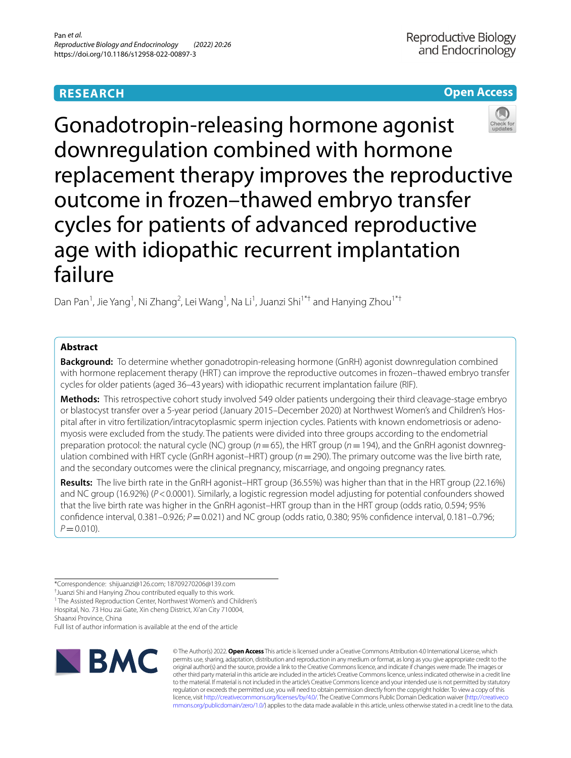RESEARCH

Open Access

# Gonadotropin-releasing hormone agonist downregulation combined with hormone replacement therapy improves the reproductive outcome in frozen–thawed embryo transfer cycles for patients of advanced reproductive age with idiopathic recurrent implantation failure

Dan Pan[1], Jie Yang[1], Ni Zhang[2], Lei Wang[1], Na Li[1], Juanzi Shi[1*†] and Hanying Zhou[1*†]

## Abstract

**Background:** To determine whether gonadotropin-releasing hormone (GnRH) agonist downregulation combined with hormone replacement therapy (HRT) can improve the reproductive outcomes in frozen–thawed embryo transfer cycles for older patients (aged 36–43 years) with idiopathic recurrent implantation failure (RIF).

**Methods:** This retrospective cohort study involved 549 older patients undergoing their third cleavage-stage embryo or blastocyst transfer over a 5-year period (January 2015–December 2020) at Northwest Women's and Children's Hospital after in vitro fertilization/intracytoplasmic sperm injection cycles. Patients with known endometriosis or adenomyosis were excluded from the study. The patients were divided into three groups according to the endometrial preparation protocol: the natural cycle (NC) group (*n* = 65), the HRT group (*n* = 194), and the GnRH agonist downregulation combined with HRT cycle (GnRH agonist–HRT) group (*n* = 290). The primary outcome was the live birth rate, and the secondary outcomes were the clinical pregnancy, miscarriage, and ongoing pregnancy rates.

**Results:** The live birth rate in the GnRH agonist–HRT group (36.55%) was higher than that in the HRT group (22.16%) and NC group (16.92%) ($P < 0.0001$). Similarly, a logistic regression model adjusting for potential confounders showed that the live birth rate was higher in the GnRH agonist–HRT group than in the HRT group (odds ratio, 0.594; 95% confidence interval, 0.381–0.926; $P = 0.021$) and NC group (odds ratio, 0.380; 95% confidence interval, 0.181–0.796; $P = 0.010$).

*Correspondence: shijuanzi@126.com; 18709270206@139.com

†Juanzi Shi and Hanying Zhou contributed equally to this work.

[1] The Assisted Reproduction Center, Northwest Women's and Children's Hospital, No. 73 Hou zai Gate, Xin cheng District, Xi'an City 710004, Shaanxi Province, China

Full list of author information is available at the end of the article

© The Author(s) 2022. **Open Access** This article is licensed under a Creative Commons Attribution 4.0 International License, which permits use, sharing, adaptation, distribution and reproduction in any medium or format, as long as you give appropriate credit to the original author(s) and the source, provide a link to the Creative Commons licence, and indicate if changes were made. The images or other third party material in this article are included in the article's Creative Commons licence, unless indicated otherwise in a credit line to the material. If material is not included in the article's Creative Commons licence and your intended use is not permitted by statutory regulation or exceeds the permitted use, you will need to obtain permission directly from the copyright holder. To view a copy of this licence, visit http://creativecommons.org/licenses/by/4.0/. The Creative Commons Public Domain Dedication waiver (http://creativecommons.org/publicdomain/zero/1.0/) applies to the data made available in this article, unless otherwise stated in a credit line to the data.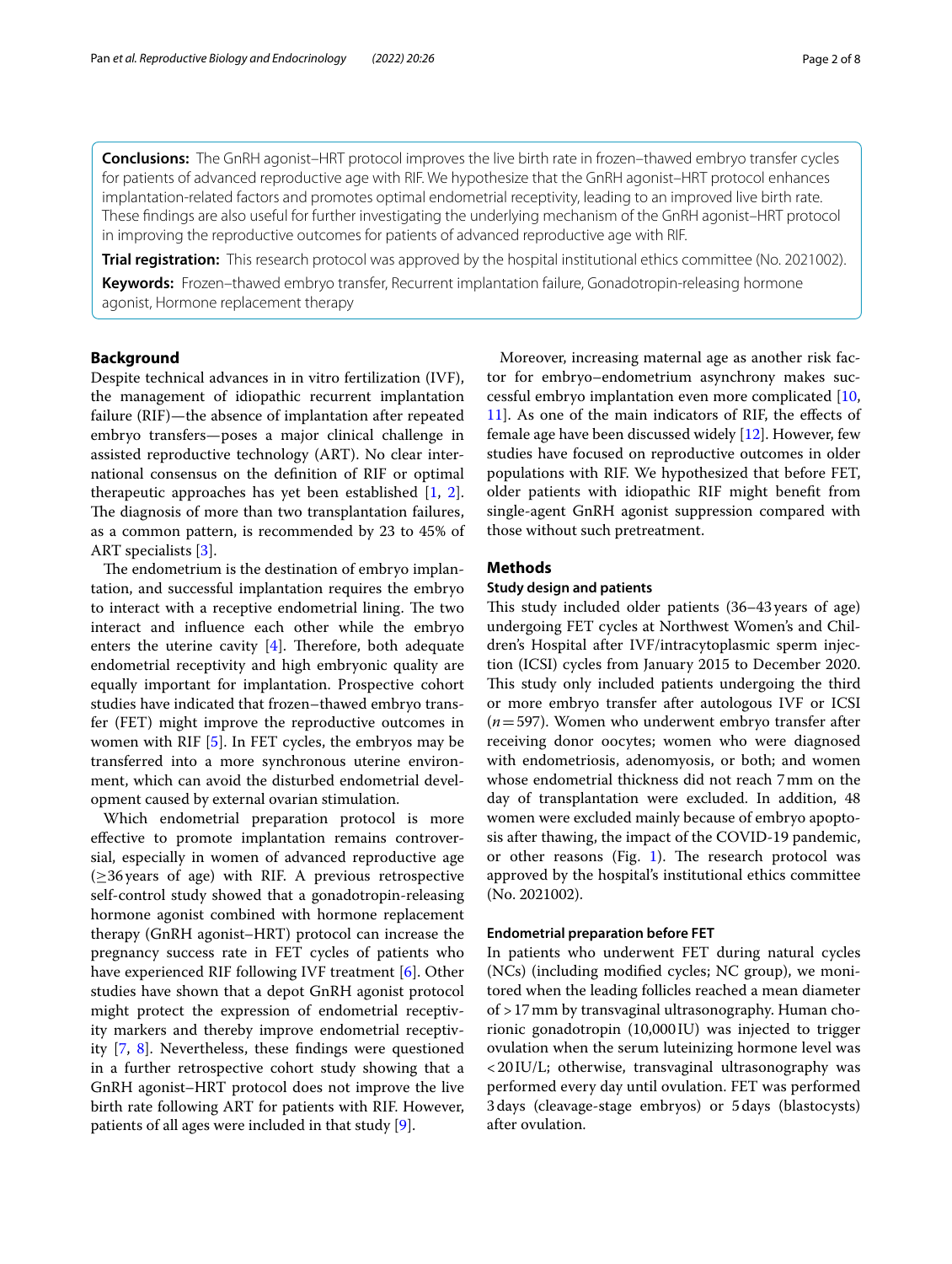**Conclusions:** The GnRH agonist–HRT protocol improves the live birth rate in frozen–thawed embryo transfer cycles for patients of advanced reproductive age with RIF. We hypothesize that the GnRH agonist–HRT protocol enhances implantation-related factors and promotes optimal endometrial receptivity, leading to an improved live birth rate. These findings are also useful for further investigating the underlying mechanism of the GnRH agonist–HRT protocol in improving the reproductive outcomes for patients of advanced reproductive age with RIF.

**Trial registration:** This research protocol was approved by the hospital institutional ethics committee (No. 2021002).

**Keywords:** Frozen–thawed embryo transfer, Recurrent implantation failure, Gonadotropin-releasing hormone agonist, Hormone replacement therapy

## Background

Despite technical advances in in vitro fertilization (IVF), the management of idiopathic recurrent implantation failure (RIF)—the absence of implantation after repeated embryo transfers—poses a major clinical challenge in assisted reproductive technology (ART). No clear international consensus on the definition of RIF or optimal therapeutic approaches has yet been established [1, 2]. The diagnosis of more than two transplantation failures, as a common pattern, is recommended by 23 to 45% of ART specialists [3].

The endometrium is the destination of embryo implantation, and successful implantation requires the embryo to interact with a receptive endometrial lining. The two interact and influence each other while the embryo enters the uterine cavity [4]. Therefore, both adequate endometrial receptivity and high embryonic quality are equally important for implantation. Prospective cohort studies have indicated that frozen–thawed embryo transfer (FET) might improve the reproductive outcomes in women with RIF [5]. In FET cycles, the embryos may be transferred into a more synchronous uterine environment, which can avoid the disturbed endometrial development caused by external ovarian stimulation.

Which endometrial preparation protocol is more effective to promote implantation remains controversial, especially in women of advanced reproductive age (≥36 years of age) with RIF. A previous retrospective self-control study showed that a gonadotropin-releasing hormone agonist combined with hormone replacement therapy (GnRH agonist–HRT) protocol can increase the pregnancy success rate in FET cycles of patients who have experienced RIF following IVF treatment [6]. Other studies have shown that a depot GnRH agonist protocol might protect the expression of endometrial receptivity markers and thereby improve endometrial receptivity [7, 8]. Nevertheless, these findings were questioned in a further retrospective cohort study showing that a GnRH agonist–HRT protocol does not improve the live birth rate following ART for patients with RIF. However, patients of all ages were included in that study [9].

Moreover, increasing maternal age as another risk factor for embryo–endometrium asynchrony makes successful embryo implantation even more complicated [10, 11]. As one of the main indicators of RIF, the effects of female age have been discussed widely [12]. However, few studies have focused on reproductive outcomes in older populations with RIF. We hypothesized that before FET, older patients with idiopathic RIF might benefit from single-agent GnRH agonist suppression compared with those without such pretreatment.

## Methods

### Study design and patients

This study included older patients (36–43 years of age) undergoing FET cycles at Northwest Women's and Children's Hospital after IVF/intracytoplasmic sperm injection (ICSI) cycles from January 2015 to December 2020. This study only included patients undergoing the third or more embryo transfer after autologous IVF or ICSI ($n = 597$). Women who underwent embryo transfer after receiving donor oocytes; women who were diagnosed with endometriosis, adenomyosis, or both; and women whose endometrial thickness did not reach 7 mm on the day of transplantation were excluded. In addition, 48 women were excluded mainly because of embryo apoptosis after thawing, the impact of the COVID-19 pandemic, or other reasons (Fig. 1). The research protocol was approved by the hospital's institutional ethics committee (No. 2021002).

### Endometrial preparation before FET

In patients who underwent FET during natural cycles (NCs) (including modified cycles; NC group), we monitored when the leading follicles reached a mean diameter of >17 mm by transvaginal ultrasonography. Human chorionic gonadotropin (10,000 IU) was injected to trigger ovulation when the serum luteinizing hormone level was <20 IU/L; otherwise, transvaginal ultrasonography was performed every day until ovulation. FET was performed 3 days (cleavage-stage embryos) or 5 days (blastocysts) after ovulation.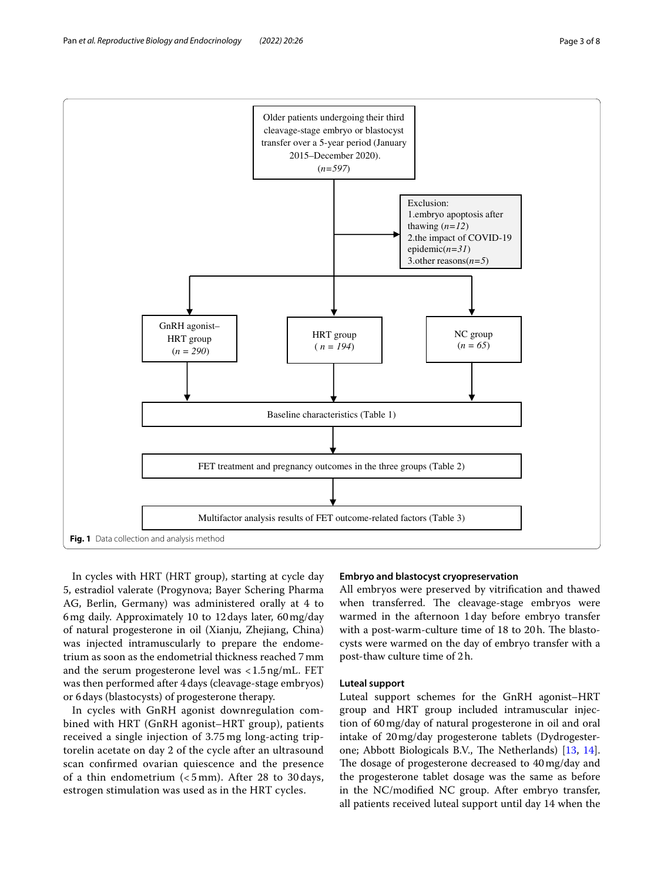Older patients undergoing their third cleavage-stage embryo or blastocyst transfer over a 5-year period (January 2015–December 2020). (*n=597*)

Exclusion:
1.embryo apoptosis after thawing (*n=12*)
2.the impact of COVID-19 epidemic(*n=31*)
3.other reasons(*n=5*)

GnRH agonist–HRT group (*n = 290*)

HRT group ( *n = 194*)

NC group (*n = 65*)

Baseline characteristics (Table 1)

FET treatment and pregnancy outcomes in the three groups (Table 2)

Multifactor analysis results of FET outcome-related factors (Table 3)

**Fig. 1** Data collection and analysis method

In cycles with HRT (HRT group), starting at cycle day 5, estradiol valerate (Progynova; Bayer Schering Pharma AG, Berlin, Germany) was administered orally at 4 to 6 mg daily. Approximately 10 to 12 days later, 60 mg/day of natural progesterone in oil (Xianju, Zhejiang, China) was injected intramuscularly to prepare the endometrium as soon as the endometrial thickness reached 7 mm and the serum progesterone level was < 1.5 ng/mL. FET was then performed after 4 days (cleavage-stage embryos) or 6 days (blastocysts) of progesterone therapy.

In cycles with GnRH agonist downregulation combined with HRT (GnRH agonist–HRT group), patients received a single injection of 3.75 mg long-acting triptorelin acetate on day 2 of the cycle after an ultrasound scan confirmed ovarian quiescence and the presence of a thin endometrium (< 5 mm). After 28 to 30 days, estrogen stimulation was used as in the HRT cycles.

### Embryo and blastocyst cryopreservation

All embryos were preserved by vitrification and thawed when transferred. The cleavage-stage embryos were warmed in the afternoon 1 day before embryo transfer with a post-warm-culture time of 18 to 20 h. The blastocysts were warmed on the day of embryo transfer with a post-thaw culture time of 2 h.

### Luteal support

Luteal support schemes for the GnRH agonist–HRT group and HRT group included intramuscular injection of 60 mg/day of natural progesterone in oil and oral intake of 20 mg/day progesterone tablets (Dydrogesterone; Abbott Biologicals B.V., The Netherlands) [13, 14]. The dosage of progesterone decreased to 40 mg/day and the progesterone tablet dosage was the same as before in the NC/modified NC group. After embryo transfer, all patients received luteal support until day 14 when the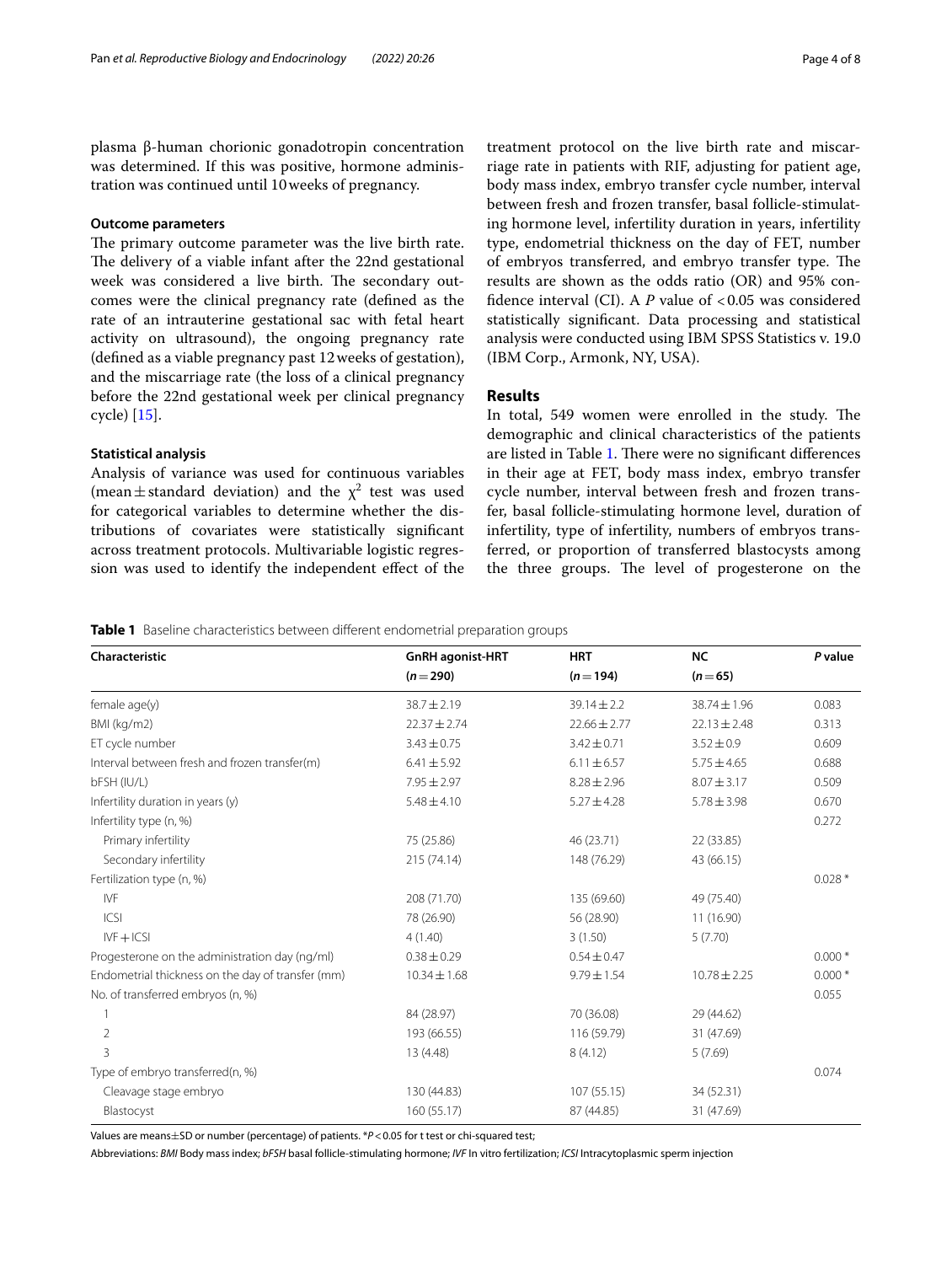plasma β-human chorionic gonadotropin concentration was determined. If this was positive, hormone administration was continued until 10 weeks of pregnancy.

### Outcome parameters

The primary outcome parameter was the live birth rate. The delivery of a viable infant after the 22nd gestational week was considered a live birth. The secondary outcomes were the clinical pregnancy rate (defined as the rate of an intrauterine gestational sac with fetal heart activity on ultrasound), the ongoing pregnancy rate (defined as a viable pregnancy past 12 weeks of gestation), and the miscarriage rate (the loss of a clinical pregnancy before the 22nd gestational week per clinical pregnancy cycle) [15].

### Statistical analysis

Analysis of variance was used for continuous variables (mean ± standard deviation) and the $\chi^2$ test was used for categorical variables to determine whether the distributions of covariates were statistically significant across treatment protocols. Multivariable logistic regression was used to identify the independent effect of the treatment protocol on the live birth rate and miscarriage rate in patients with RIF, adjusting for patient age, body mass index, embryo transfer cycle number, interval between fresh and frozen transfer, basal follicle-stimulating hormone level, infertility duration in years, infertility type, endometrial thickness on the day of FET, number of embryos transferred, and embryo transfer type. The results are shown as the odds ratio (OR) and 95% confidence interval (CI). A $P$ value of $<0.05$ was considered statistically significant. Data processing and statistical analysis were conducted using IBM SPSS Statistics v. 19.0 (IBM Corp., Armonk, NY, USA).

## Results

In total, 549 women were enrolled in the study. The demographic and clinical characteristics of the patients are listed in Table 1. There were no significant differences in their age at FET, body mass index, embryo transfer cycle number, interval between fresh and frozen transfer, basal follicle-stimulating hormone level, duration of infertility, type of infertility, numbers of embryos transferred, or proportion of transferred blastocysts among the three groups. The level of progesterone on the

**Table 1** Baseline characteristics between different endometrial preparation groups

| Characteristic | GnRH agonist-HRT ($n=290$) | HRT ($n=194$) | NC ($n=65$) | P value |
|---|---|---|---|---|
| female age(y) | 38.7 ± 2.19 | 39.14 ± 2.2 | 38.74 ± 1.96 | 0.083 |
| BMI (kg/m2) | 22.37 ± 2.74 | 22.66 ± 2.77 | 22.13 ± 2.48 | 0.313 |
| ET cycle number | 3.43 ± 0.75 | 3.42 ± 0.71 | 3.52 ± 0.9 | 0.609 |
| Interval between fresh and frozen transfer(m) | 6.41 ± 5.92 | 6.11 ± 6.57 | 5.75 ± 4.65 | 0.688 |
| bFSH (IU/L) | 7.95 ± 2.97 | 8.28 ± 2.96 | 8.07 ± 3.17 | 0.509 |
| Infertility duration in years (y) | 5.48 ± 4.10 | 5.27 ± 4.28 | 5.78 ± 3.98 | 0.670 |
| Infertility type (n, %) | | | | 0.272 |
| Primary infertility | 75 (25.86) | 46 (23.71) | 22 (33.85) | |
| Secondary infertility | 215 (74.14) | 148 (76.29) | 43 (66.15) | |
| Fertilization type (n, %) | | | | 0.028 * |
| IVF | 208 (71.70) | 135 (69.60) | 49 (75.40) | |
| ICSI | 78 (26.90) | 56 (28.90) | 11 (16.90) | |
| IVF + ICSI | 4 (1.40) | 3 (1.50) | 5 (7.70) | |
| Progesterone on the administration day (ng/ml) | 0.38 ± 0.29 | 0.54 ± 0.47 | | 0.000 * |
| Endometrial thickness on the day of transfer (mm) | 10.34 ± 1.68 | 9.79 ± 1.54 | 10.78 ± 2.25 | 0.000 * |
| No. of transferred embryos (n, %) | | | | 0.055 |
| 1 | 84 (28.97) | 70 (36.08) | 29 (44.62) | |
| 2 | 193 (66.55) | 116 (59.79) | 31 (47.69) | |
| 3 | 13 (4.48) | 8 (4.12) | 5 (7.69) | |
| Type of embryo transferred(n, %) | | | | 0.074 |
| Cleavage stage embryo | 130 (44.83) | 107 (55.15) | 34 (52.31) | |
| Blastocyst | 160 (55.17) | 87 (44.85) | 31 (47.69) | |

Values are means±SD or number (percentage) of patients. *$P<0.05$ for t test or chi-squared test;

Abbreviations: *BMI* Body mass index; *bFSH* basal follicle-stimulating hormone; *IVF* In vitro fertilization; *ICSI* Intracytoplasmic sperm injection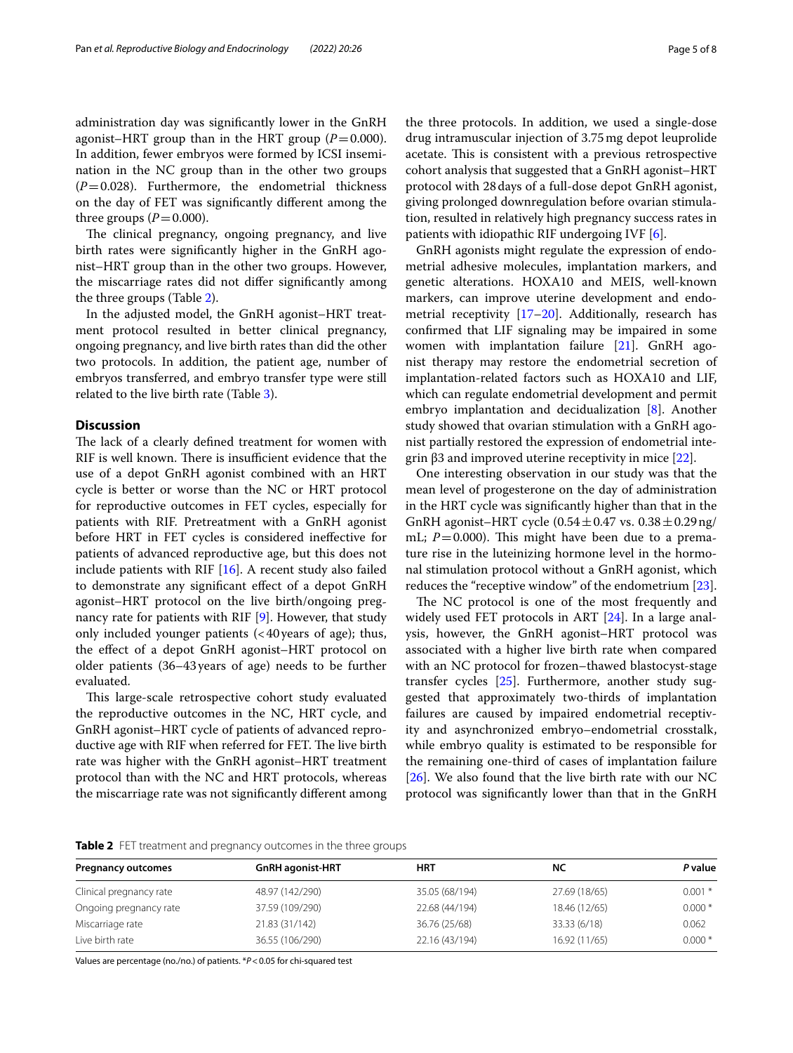administration day was significantly lower in the GnRH agonist–HRT group than in the HRT group ($P=0.000$). In addition, fewer embryos were formed by ICSI insemination in the NC group than in the other two groups ($P=0.028$). Furthermore, the endometrial thickness on the day of FET was significantly different among the three groups ($P=0.000$).

The clinical pregnancy, ongoing pregnancy, and live birth rates were significantly higher in the GnRH agonist–HRT group than in the other two groups. However, the miscarriage rates did not differ significantly among the three groups (Table 2).

In the adjusted model, the GnRH agonist–HRT treatment protocol resulted in better clinical pregnancy, ongoing pregnancy, and live birth rates than did the other two protocols. In addition, the patient age, number of embryos transferred, and embryo transfer type were still related to the live birth rate (Table 3).

## Discussion

The lack of a clearly defined treatment for women with RIF is well known. There is insufficient evidence that the use of a depot GnRH agonist combined with an HRT cycle is better or worse than the NC or HRT protocol for reproductive outcomes in FET cycles, especially for patients with RIF. Pretreatment with a GnRH agonist before HRT in FET cycles is considered ineffective for patients of advanced reproductive age, but this does not include patients with RIF [16]. A recent study also failed to demonstrate any significant effect of a depot GnRH agonist–HRT protocol on the live birth/ongoing pregnancy rate for patients with RIF [9]. However, that study only included younger patients (<40 years of age); thus, the effect of a depot GnRH agonist–HRT protocol on older patients (36–43 years of age) needs to be further evaluated.

This large-scale retrospective cohort study evaluated the reproductive outcomes in the NC, HRT cycle, and GnRH agonist–HRT cycle of patients of advanced reproductive age with RIF when referred for FET. The live birth rate was higher with the GnRH agonist–HRT treatment protocol than with the NC and HRT protocols, whereas the miscarriage rate was not significantly different among the three protocols. In addition, we used a single-dose drug intramuscular injection of 3.75 mg depot leuprolide acetate. This is consistent with a previous retrospective cohort analysis that suggested that a GnRH agonist–HRT protocol with 28 days of a full-dose depot GnRH agonist, giving prolonged downregulation before ovarian stimulation, resulted in relatively high pregnancy success rates in patients with idiopathic RIF undergoing IVF [6].

GnRH agonists might regulate the expression of endometrial adhesive molecules, implantation markers, and genetic alterations. HOXA10 and MEIS, well-known markers, can improve uterine development and endometrial receptivity [17–20]. Additionally, research has confirmed that LIF signaling may be impaired in some women with implantation failure [21]. GnRH agonist therapy may restore the endometrial secretion of implantation-related factors such as HOXA10 and LIF, which can regulate endometrial development and permit embryo implantation and decidualization [8]. Another study showed that ovarian stimulation with a GnRH agonist partially restored the expression of endometrial integrin β3 and improved uterine receptivity in mice [22].

One interesting observation in our study was that the mean level of progesterone on the day of administration in the HRT cycle was significantly higher than that in the GnRH agonist–HRT cycle ($0.54 \pm 0.47$ vs. $0.38 \pm 0.29$ ng/mL; $P=0.000$). This might have been due to a premature rise in the luteinizing hormone level in the hormonal stimulation protocol without a GnRH agonist, which reduces the "receptive window" of the endometrium [23].

The NC protocol is one of the most frequently and widely used FET protocols in ART [24]. In a large analysis, however, the GnRH agonist–HRT protocol was associated with a higher live birth rate when compared with an NC protocol for frozen–thawed blastocyst-stage transfer cycles [25]. Furthermore, another study suggested that approximately two-thirds of implantation failures are caused by impaired endometrial receptivity and asynchronized embryo–endometrial crosstalk, while embryo quality is estimated to be responsible for the remaining one-third of cases of implantation failure [26]. We also found that the live birth rate with our NC protocol was significantly lower than that in the GnRH

**Table 2** FET treatment and pregnancy outcomes in the three groups

| Pregnancy outcomes | GnRH agonist-HRT | HRT | NC | *P* value |
|---|---|---|---|---|
| Clinical pregnancy rate | 48.97 (142/290) | 35.05 (68/194) | 27.69 (18/65) | 0.001 * |
| Ongoing pregnancy rate | 37.59 (109/290) | 22.68 (44/194) | 18.46 (12/65) | 0.000 * |
| Miscarriage rate | 21.83 (31/142) | 36.76 (25/68) | 33.33 (6/18) | 0.062 |
| Live birth rate | 36.55 (106/290) | 22.16 (43/194) | 16.92 (11/65) | 0.000 * |

Values are percentage (no./no.) of patients. *$P<0.05$ for chi-squared test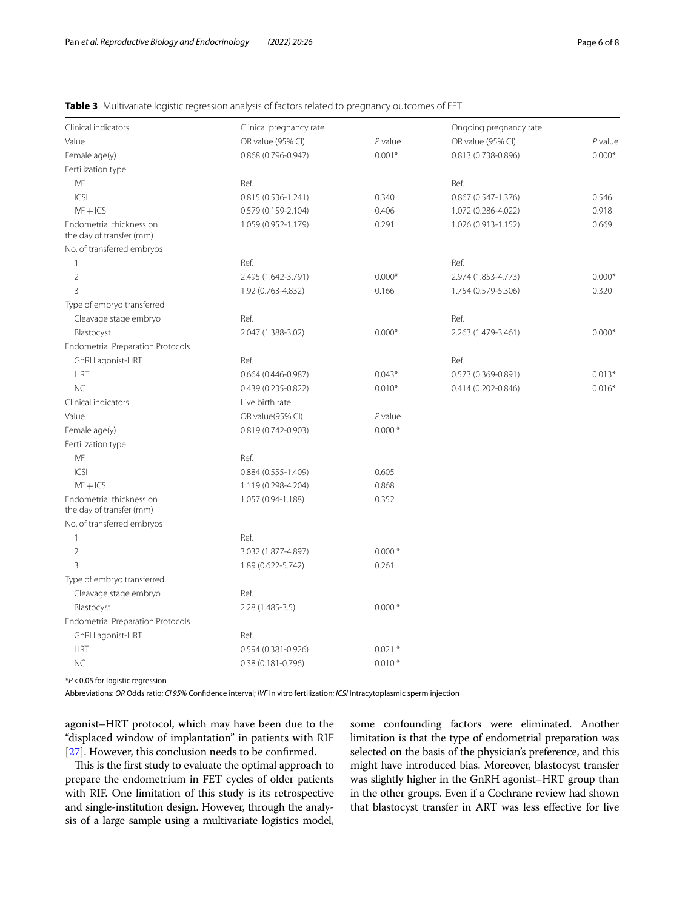**Table 3** Multivariate logistic regression analysis of factors related to pregnancy outcomes of FET

| Clinical indicators | Clinical pregnancy rate | | Ongoing pregnancy rate | |
|---|---|---|---|---|
| Value | OR value (95% CI) | *P* value | OR value (95% CI) | *P* value |
| Female age(y) | 0.868 (0.796-0.947) | 0.001* | 0.813 (0.738-0.896) | 0.000* |
| Fertilization type | | | | |
| IVF | Ref. | | Ref. | |
| ICSI | 0.815 (0.536-1.241) | 0.340 | 0.867 (0.547-1.376) | 0.546 |
| IVF + ICSI | 0.579 (0.159-2.104) | 0.406 | 1.072 (0.286-4.022) | 0.918 |
| Endometrial thickness on the day of transfer (mm) | 1.059 (0.952-1.179) | 0.291 | 1.026 (0.913-1.152) | 0.669 |
| No. of transferred embryos | | | | |
| 1 | Ref. | | Ref. | |
| 2 | 2.495 (1.642-3.791) | 0.000* | 2.974 (1.853-4.773) | 0.000* |
| 3 | 1.92 (0.763-4.832) | 0.166 | 1.754 (0.579-5.306) | 0.320 |
| Type of embryo transferred | | | | |
| Cleavage stage embryo | Ref. | | Ref. | |
| Blastocyst | 2.047 (1.388-3.02) | 0.000* | 2.263 (1.479-3.461) | 0.000* |
| Endometrial Preparation Protocols | | | | |
| GnRH agonist-HRT | Ref. | | Ref. | |
| HRT | 0.664 (0.446-0.987) | 0.043* | 0.573 (0.369-0.891) | 0.013* |
| NC | 0.439 (0.235-0.822) | 0.010* | 0.414 (0.202-0.846) | 0.016* |
| Clinical indicators | Live birth rate | | | |
| Value | OR value(95% CI) | *P* value | | |
| Female age(y) | 0.819 (0.742-0.903) | 0.000 * | | |
| Fertilization type | | | | |
| IVF | Ref. | | | |
| ICSI | 0.884 (0.555-1.409) | 0.605 | | |
| IVF + ICSI | 1.119 (0.298-4.204) | 0.868 | | |
| Endometrial thickness on the day of transfer (mm) | 1.057 (0.94-1.188) | 0.352 | | |
| No. of transferred embryos | | | | |
| 1 | Ref. | | | |
| 2 | 3.032 (1.877-4.897) | 0.000 * | | |
| 3 | 1.89 (0.622-5.742) | 0.261 | | |
| Type of embryo transferred | | | | |
| Cleavage stage embryo | Ref. | | | |
| Blastocyst | 2.28 (1.485-3.5) | 0.000 * | | |
| Endometrial Preparation Protocols | | | | |
| GnRH agonist-HRT | Ref. | | | |
| HRT | 0.594 (0.381-0.926) | 0.021 * | | |
| NC | 0.38 (0.181-0.796) | 0.010 * | | |

*$P < 0.05$ for logistic regression

Abbreviations: *OR* Odds ratio; *CI 95%* Confidence interval; *IVF* In vitro fertilization; *ICSI* Intracytoplasmic sperm injection

agonist–HRT protocol, which may have been due to the "displaced window of implantation" in patients with RIF [27]. However, this conclusion needs to be confirmed.

This is the first study to evaluate the optimal approach to prepare the endometrium in FET cycles of older patients with RIF. One limitation of this study is its retrospective and single-institution design. However, through the analysis of a large sample using a multivariate logistics model, some confounding factors were eliminated. Another limitation is that the type of endometrial preparation was selected on the basis of the physician's preference, and this might have introduced bias. Moreover, blastocyst transfer was slightly higher in the GnRH agonist–HRT group than in the other groups. Even if a Cochrane review had shown that blastocyst transfer in ART was less effective for live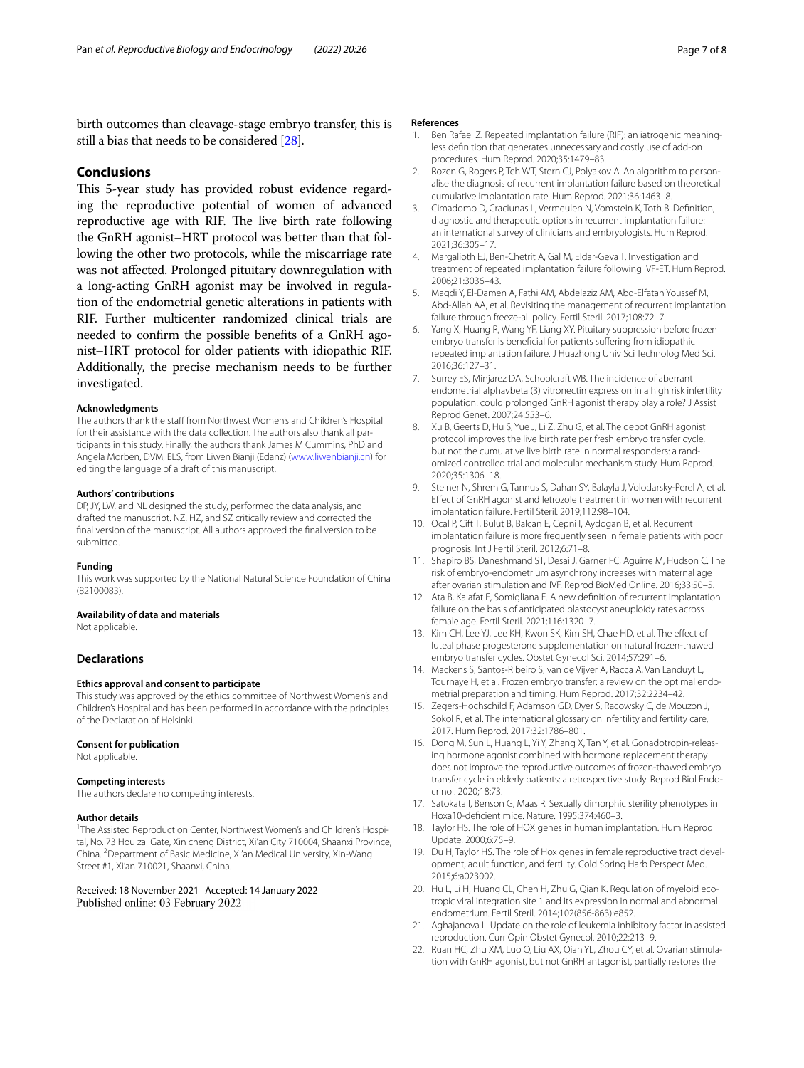birth outcomes than cleavage-stage embryo transfer, this is still a bias that needs to be considered [28].

## Conclusions

This 5-year study has provided robust evidence regarding the reproductive potential of women of advanced reproductive age with RIF. The live birth rate following the GnRH agonist–HRT protocol was better than that following the other two protocols, while the miscarriage rate was not affected. Prolonged pituitary downregulation with a long-acting GnRH agonist may be involved in regulation of the endometrial genetic alterations in patients with RIF. Further multicenter randomized clinical trials are needed to confirm the possible benefits of a GnRH agonist–HRT protocol for older patients with idiopathic RIF. Additionally, the precise mechanism needs to be further investigated.

#### Acknowledgments

The authors thank the staff from Northwest Women's and Children's Hospital for their assistance with the data collection. The authors also thank all participants in this study. Finally, the authors thank James M Cummins, PhD and Angela Morben, DVM, ELS, from Liwen Bianji (Edanz) (www.liwenbianji.cn) for editing the language of a draft of this manuscript.

#### Authors' contributions

DP, JY, LW, and NL designed the study, performed the data analysis, and drafted the manuscript. NZ, HZ, and SZ critically review and corrected the final version of the manuscript. All authors approved the final version to be submitted.

#### Funding

This work was supported by the National Natural Science Foundation of China (82100083).

#### Availability of data and materials

Not applicable.

### Declarations

#### Ethics approval and consent to participate

This study was approved by the ethics committee of Northwest Women's and Children's Hospital and has been performed in accordance with the principles of the Declaration of Helsinki.

#### Consent for publication

Not applicable.

#### Competing interests

The authors declare no competing interests.

#### Author details

[1]The Assisted Reproduction Center, Northwest Women's and Children's Hospital, No. 73 Hou zai Gate, Xin cheng District, Xi'an City 710004, Shaanxi Province, China. [2]Department of Basic Medicine, Xi'an Medical University, Xin-Wang Street #1, Xi'an 710021, Shaanxi, China.

Received: 18 November 2021 Accepted: 14 January 2022
Published online: 03 February 2022

#### References

1. Ben Rafael Z. Repeated implantation failure (RIF): an iatrogenic meaningless definition that generates unnecessary and costly use of add-on procedures. Hum Reprod. 2020;35:1479–83.
2. Rozen G, Rogers P, Teh WT, Stern CJ, Polyakov A. An algorithm to personalise the diagnosis of recurrent implantation failure based on theoretical cumulative implantation rate. Hum Reprod. 2021;36:1463–8.
3. Cimadomo D, Craciunas L, Vermeulen N, Vomstein K, Toth B. Definition, diagnostic and therapeutic options in recurrent implantation failure: an international survey of clinicians and embryologists. Hum Reprod. 2021;36:305–17.
4. Margalioth EJ, Ben-Chetrit A, Gal M, Eldar-Geva T. Investigation and treatment of repeated implantation failure following IVF-ET. Hum Reprod. 2006;21:3036–43.
5. Magdi Y, El-Damen A, Fathi AM, Abdelaziz AM, Abd-Elfatah Youssef M, Abd-Allah AA, et al. Revisiting the management of recurrent implantation failure through freeze-all policy. Fertil Steril. 2017;108:72–7.
6. Yang X, Huang R, Wang YF, Liang XY. Pituitary suppression before frozen embryo transfer is beneficial for patients suffering from idiopathic repeated implantation failure. J Huazhong Univ Sci Technolog Med Sci. 2016;36:127–31.
7. Surrey ES, Minjarez DA, Schoolcraft WB. The incidence of aberrant endometrial alphavbeta (3) vitronectin expression in a high risk infertility population: could prolonged GnRH agonist therapy play a role? J Assist Reprod Genet. 2007;24:553–6.
8. Xu B, Geerts D, Hu S, Yue J, Li Z, Zhu G, et al. The depot GnRH agonist protocol improves the live birth rate per fresh embryo transfer cycle, but not the cumulative live birth rate in normal responders: a randomized controlled trial and molecular mechanism study. Hum Reprod. 2020;35:1306–18.
9. Steiner N, Shrem G, Tannus S, Dahan SY, Balayla J, Volodarsky-Perel A, et al. Effect of GnRH agonist and letrozole treatment in women with recurrent implantation failure. Fertil Steril. 2019;112:98–104.
10. Ocal P, Cift T, Bulut B, Balcan E, Cepni I, Aydogan B, et al. Recurrent implantation failure is more frequently seen in female patients with poor prognosis. Int J Fertil Steril. 2012;6:71–8.
11. Shapiro BS, Daneshmand ST, Desai J, Garner FC, Aguirre M, Hudson C. The risk of embryo-endometrium asynchrony increases with maternal age after ovarian stimulation and IVF. Reprod BioMed Online. 2016;33:50–5.
12. Ata B, Kalafat E, Somigliana E. A new definition of recurrent implantation failure on the basis of anticipated blastocyst aneuploidy rates across female age. Fertil Steril. 2021;116:1320–7.
13. Kim CH, Lee YJ, Lee KH, Kwon SK, Kim SH, Chae HD, et al. The effect of luteal phase progesterone supplementation on natural frozen-thawed embryo transfer cycles. Obstet Gynecol Sci. 2014;57:291–6.
14. Mackens S, Santos-Ribeiro S, van de Vijver A, Racca A, Van Landuyt L, Tournaye H, et al. Frozen embryo transfer: a review on the optimal endometrial preparation and timing. Hum Reprod. 2017;32:2234–42.
15. Zegers-Hochschild F, Adamson GD, Dyer S, Racowsky C, de Mouzon J, Sokol R, et al. The international glossary on infertility and fertility care, 2017. Hum Reprod. 2017;32:1786–801.
16. Dong M, Sun L, Huang L, Yi Y, Zhang X, Tan Y, et al. Gonadotropin-releasing hormone agonist combined with hormone replacement therapy does not improve the reproductive outcomes of frozen-thawed embryo transfer cycle in elderly patients: a retrospective study. Reprod Biol Endocrinol. 2020;18:73.
17. Satokata I, Benson G, Maas R. Sexually dimorphic sterility phenotypes in Hoxa10-deficient mice. Nature. 1995;374:460–3.
18. Taylor HS. The role of HOX genes in human implantation. Hum Reprod Update. 2000;6:75–9.
19. Du H, Taylor HS. The role of Hox genes in female reproductive tract development, adult function, and fertility. Cold Spring Harb Perspect Med. 2015;6:a023002.
20. Hu L, Li H, Huang CL, Chen H, Zhu G, Qian K. Regulation of myeloid ecotropic viral integration site 1 and its expression in normal and abnormal endometrium. Fertil Steril. 2014;102(856-863):e852.
21. Aghajanova L. Update on the role of leukemia inhibitory factor in assisted reproduction. Curr Opin Obstet Gynecol. 2010;22:213–9.
22. Ruan HC, Zhu XM, Luo Q, Liu AX, Qian YL, Zhou CY, et al. Ovarian stimulation with GnRH agonist, but not GnRH antagonist, partially restores the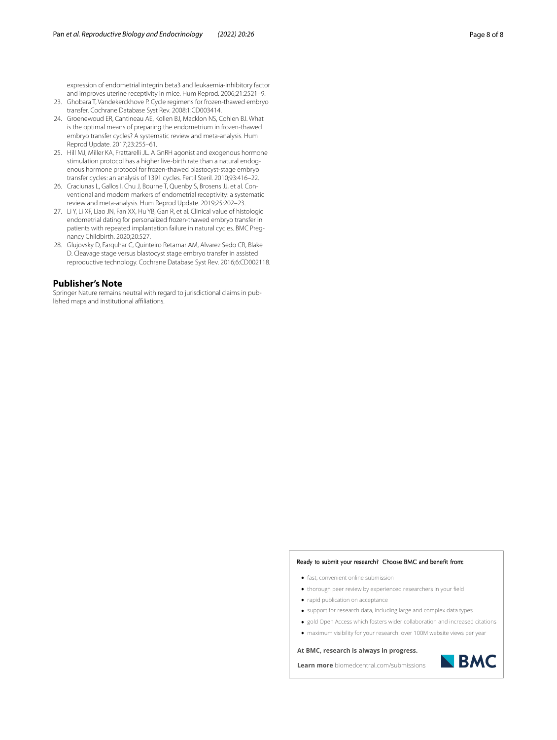expression of endometrial integrin beta3 and leukaemia-inhibitory factor and improves uterine receptivity in mice. Hum Reprod. 2006;21:2521–9.

23. Ghobara T, Vandekerckhove P. Cycle regimens for frozen-thawed embryo transfer. Cochrane Database Syst Rev. 2008;1:CD003414.
24. Groenewoud ER, Cantineau AE, Kollen BJ, Macklon NS, Cohlen BJ. What is the optimal means of preparing the endometrium in frozen-thawed embryo transfer cycles? A systematic review and meta-analysis. Hum Reprod Update. 2017;23:255–61.
25. Hill MJ, Miller KA, Frattarelli JL. A GnRH agonist and exogenous hormone stimulation protocol has a higher live-birth rate than a natural endogenous hormone protocol for frozen-thawed blastocyst-stage embryo transfer cycles: an analysis of 1391 cycles. Fertil Steril. 2010;93:416–22.
26. Craciunas L, Gallos I, Chu J, Bourne T, Quenby S, Brosens JJ, et al. Conventional and modern markers of endometrial receptivity: a systematic review and meta-analysis. Hum Reprod Update. 2019;25:202–23.
27. Li Y, Li XF, Liao JN, Fan XX, Hu YB, Gan R, et al. Clinical value of histologic endometrial dating for personalized frozen-thawed embryo transfer in patients with repeated implantation failure in natural cycles. BMC Pregnancy Childbirth. 2020;20:527.
28. Glujovsky D, Farquhar C, Quinteiro Retamar AM, Alvarez Sedo CR, Blake D. Cleavage stage versus blastocyst stage embryo transfer in assisted reproductive technology. Cochrane Database Syst Rev. 2016;6:CD002118.

## Publisher's Note

Springer Nature remains neutral with regard to jurisdictional claims in published maps and institutional affiliations.

Ready to submit your research? Choose BMC and benefit from:

- fast, convenient online submission
- thorough peer review by experienced researchers in your field
- rapid publication on acceptance
- support for research data, including large and complex data types
- gold Open Access which fosters wider collaboration and increased citations
- maximum visibility for your research: over 100M website views per year

**At BMC, research is always in progress.**

**Learn more** biomedcentral.com/submissions

BMC